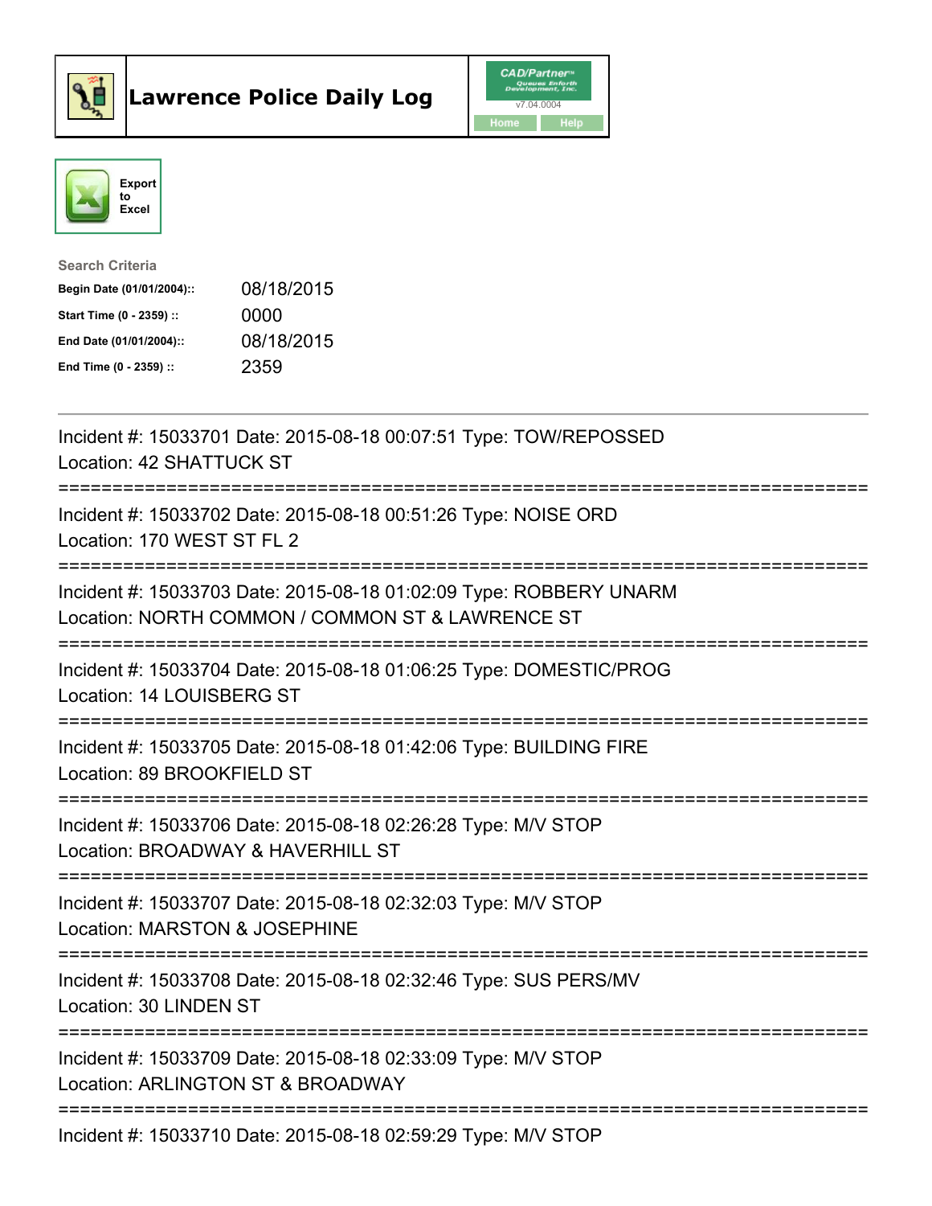# Lawrence Police Daily Log

CAD/Partner v7.04.0004

Home | Help

Export to Excel

**Search Criteria**

| | |
|---|---|
| **Begin Date (01/01/2004)::** | 08/18/2015 |
| **Start Time (0 - 2359) ::** | 0000 |
| **End Date (01/01/2004)::** | 08/18/2015 |
| **End Time (0 - 2359) ::** | 2359 |

---

Incident #: 15033701 Date: 2015-08-18 00:07:51 Type: TOW/REPOSSED
Location: 42 SHATTUCK ST

===========================================================================

Incident #: 15033702 Date: 2015-08-18 00:51:26 Type: NOISE ORD
Location: 170 WEST ST FL 2

===========================================================================

Incident #: 15033703 Date: 2015-08-18 01:02:09 Type: ROBBERY UNARM
Location: NORTH COMMON / COMMON ST & LAWRENCE ST

===========================================================================

Incident #: 15033704 Date: 2015-08-18 01:06:25 Type: DOMESTIC/PROG
Location: 14 LOUISBERG ST

===========================================================================

Incident #: 15033705 Date: 2015-08-18 01:42:06 Type: BUILDING FIRE
Location: 89 BROOKFIELD ST

===========================================================================

Incident #: 15033706 Date: 2015-08-18 02:26:28 Type: M/V STOP
Location: BROADWAY & HAVERHILL ST

===========================================================================

Incident #: 15033707 Date: 2015-08-18 02:32:03 Type: M/V STOP
Location: MARSTON & JOSEPHINE

===========================================================================

Incident #: 15033708 Date: 2015-08-18 02:32:46 Type: SUS PERS/MV
Location: 30 LINDEN ST

===========================================================================

Incident #: 15033709 Date: 2015-08-18 02:33:09 Type: M/V STOP
Location: ARLINGTON ST & BROADWAY

===========================================================================

Incident #: 15033710 Date: 2015-08-18 02:59:29 Type: M/V STOP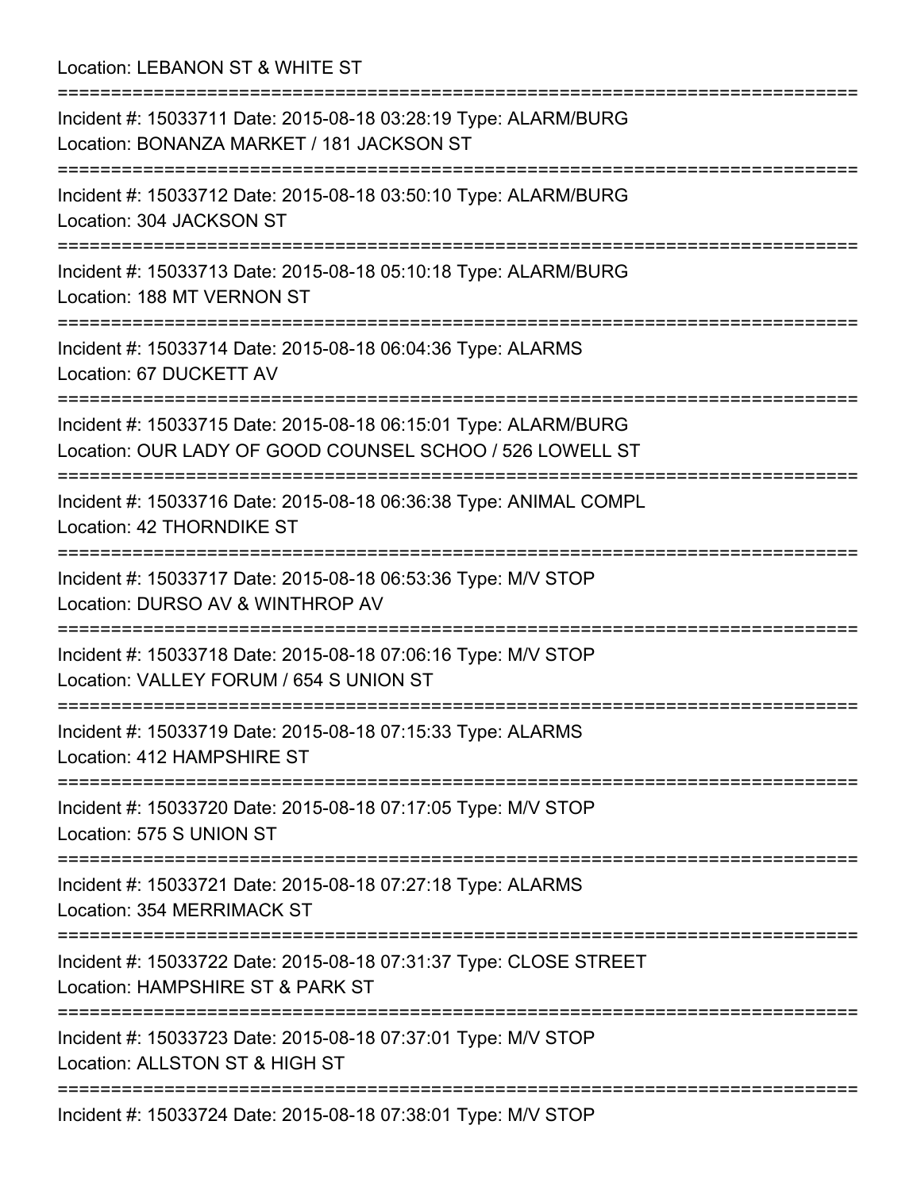Location: LEBANON ST & WHITE ST

===========================================================================

Incident #: 15033711 Date: 2015-08-18 03:28:19 Type: ALARM/BURG
Location: BONANZA MARKET / 181 JACKSON ST

===========================================================================

Incident #: 15033712 Date: 2015-08-18 03:50:10 Type: ALARM/BURG
Location: 304 JACKSON ST

===========================================================================

Incident #: 15033713 Date: 2015-08-18 05:10:18 Type: ALARM/BURG
Location: 188 MT VERNON ST

===========================================================================

Incident #: 15033714 Date: 2015-08-18 06:04:36 Type: ALARMS
Location: 67 DUCKETT AV

===========================================================================

Incident #: 15033715 Date: 2015-08-18 06:15:01 Type: ALARM/BURG
Location: OUR LADY OF GOOD COUNSEL SCHOO / 526 LOWELL ST

===========================================================================

Incident #: 15033716 Date: 2015-08-18 06:36:38 Type: ANIMAL COMPL
Location: 42 THORNDIKE ST

===========================================================================

Incident #: 15033717 Date: 2015-08-18 06:53:36 Type: M/V STOP
Location: DURSO AV & WINTHROP AV

===========================================================================

Incident #: 15033718 Date: 2015-08-18 07:06:16 Type: M/V STOP
Location: VALLEY FORUM / 654 S UNION ST

===========================================================================

Incident #: 15033719 Date: 2015-08-18 07:15:33 Type: ALARMS
Location: 412 HAMPSHIRE ST

===========================================================================

Incident #: 15033720 Date: 2015-08-18 07:17:05 Type: M/V STOP
Location: 575 S UNION ST

===========================================================================

Incident #: 15033721 Date: 2015-08-18 07:27:18 Type: ALARMS
Location: 354 MERRIMACK ST

===========================================================================

Incident #: 15033722 Date: 2015-08-18 07:31:37 Type: CLOSE STREET
Location: HAMPSHIRE ST & PARK ST

===========================================================================

Incident #: 15033723 Date: 2015-08-18 07:37:01 Type: M/V STOP
Location: ALLSTON ST & HIGH ST

===========================================================================

Incident #: 15033724 Date: 2015-08-18 07:38:01 Type: M/V STOP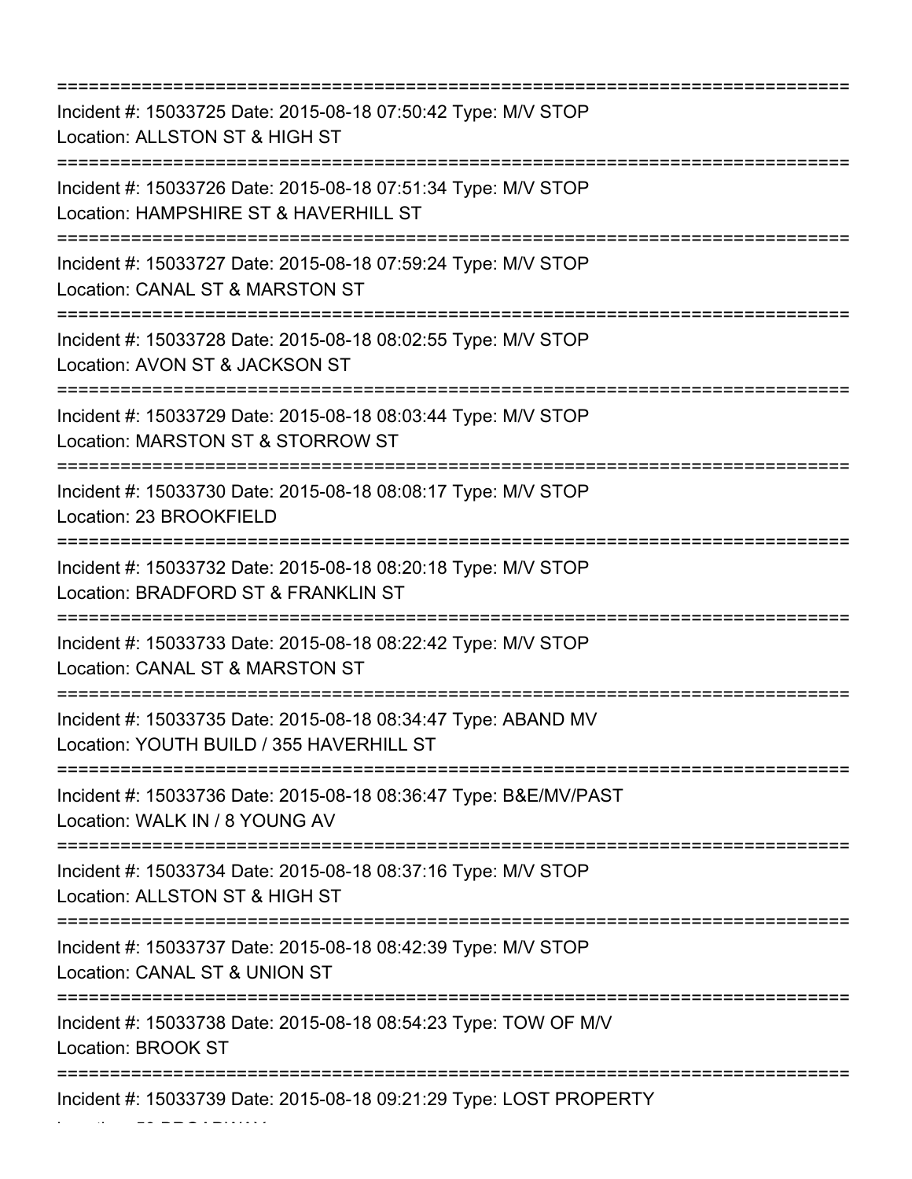===========================================================================

Incident #: 15033725 Date: 2015-08-18 07:50:42 Type: M/V STOP
Location: ALLSTON ST & HIGH ST

===========================================================================

Incident #: 15033726 Date: 2015-08-18 07:51:34 Type: M/V STOP
Location: HAMPSHIRE ST & HAVERHILL ST

===========================================================================

Incident #: 15033727 Date: 2015-08-18 07:59:24 Type: M/V STOP
Location: CANAL ST & MARSTON ST

===========================================================================

Incident #: 15033728 Date: 2015-08-18 08:02:55 Type: M/V STOP
Location: AVON ST & JACKSON ST

===========================================================================

Incident #: 15033729 Date: 2015-08-18 08:03:44 Type: M/V STOP
Location: MARSTON ST & STORROW ST

===========================================================================

Incident #: 15033730 Date: 2015-08-18 08:08:17 Type: M/V STOP
Location: 23 BROOKFIELD

===========================================================================

Incident #: 15033732 Date: 2015-08-18 08:20:18 Type: M/V STOP
Location: BRADFORD ST & FRANKLIN ST

===========================================================================

Incident #: 15033733 Date: 2015-08-18 08:22:42 Type: M/V STOP
Location: CANAL ST & MARSTON ST

===========================================================================

Incident #: 15033735 Date: 2015-08-18 08:34:47 Type: ABAND MV
Location: YOUTH BUILD / 355 HAVERHILL ST

===========================================================================

Incident #: 15033736 Date: 2015-08-18 08:36:47 Type: B&E/MV/PAST
Location: WALK IN / 8 YOUNG AV

===========================================================================

Incident #: 15033734 Date: 2015-08-18 08:37:16 Type: M/V STOP
Location: ALLSTON ST & HIGH ST

===========================================================================

Incident #: 15033737 Date: 2015-08-18 08:42:39 Type: M/V STOP
Location: CANAL ST & UNION ST

===========================================================================

Incident #: 15033738 Date: 2015-08-18 08:54:23 Type: TOW OF M/V
Location: BROOK ST

===========================================================================

Incident #: 15033739 Date: 2015-08-18 09:21:29 Type: LOST PROPERTY
Location: 50 BROADWAY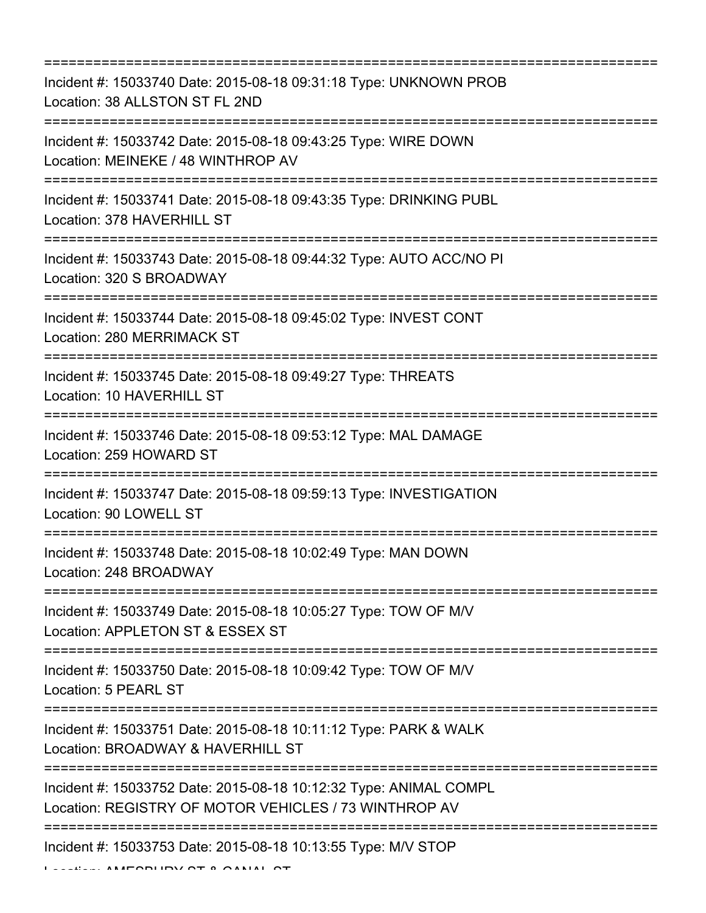===========================================================================
Incident #: 15033740 Date: 2015-08-18 09:31:18 Type: UNKNOWN PROB
Location: 38 ALLSTON ST FL 2ND
===========================================================================
Incident #: 15033742 Date: 2015-08-18 09:43:25 Type: WIRE DOWN
Location: MEINEKE / 48 WINTHROP AV
===========================================================================
Incident #: 15033741 Date: 2015-08-18 09:43:35 Type: DRINKING PUBL
Location: 378 HAVERHILL ST
===========================================================================
Incident #: 15033743 Date: 2015-08-18 09:44:32 Type: AUTO ACC/NO PI
Location: 320 S BROADWAY
===========================================================================
Incident #: 15033744 Date: 2015-08-18 09:45:02 Type: INVEST CONT
Location: 280 MERRIMACK ST
===========================================================================
Incident #: 15033745 Date: 2015-08-18 09:49:27 Type: THREATS
Location: 10 HAVERHILL ST
===========================================================================
Incident #: 15033746 Date: 2015-08-18 09:53:12 Type: MAL DAMAGE
Location: 259 HOWARD ST
===========================================================================
Incident #: 15033747 Date: 2015-08-18 09:59:13 Type: INVESTIGATION
Location: 90 LOWELL ST
===========================================================================
Incident #: 15033748 Date: 2015-08-18 10:02:49 Type: MAN DOWN
Location: 248 BROADWAY
===========================================================================
Incident #: 15033749 Date: 2015-08-18 10:05:27 Type: TOW OF M/V
Location: APPLETON ST & ESSEX ST
===========================================================================
Incident #: 15033750 Date: 2015-08-18 10:09:42 Type: TOW OF M/V
Location: 5 PEARL ST
===========================================================================
Incident #: 15033751 Date: 2015-08-18 10:11:12 Type: PARK & WALK
Location: BROADWAY & HAVERHILL ST
===========================================================================
Incident #: 15033752 Date: 2015-08-18 10:12:32 Type: ANIMAL COMPL
Location: REGISTRY OF MOTOR VEHICLES / 73 WINTHROP AV
===========================================================================
Incident #: 15033753 Date: 2015-08-18 10:13:55 Type: M/V STOP
Location: AMESBURY ST & CANAL ST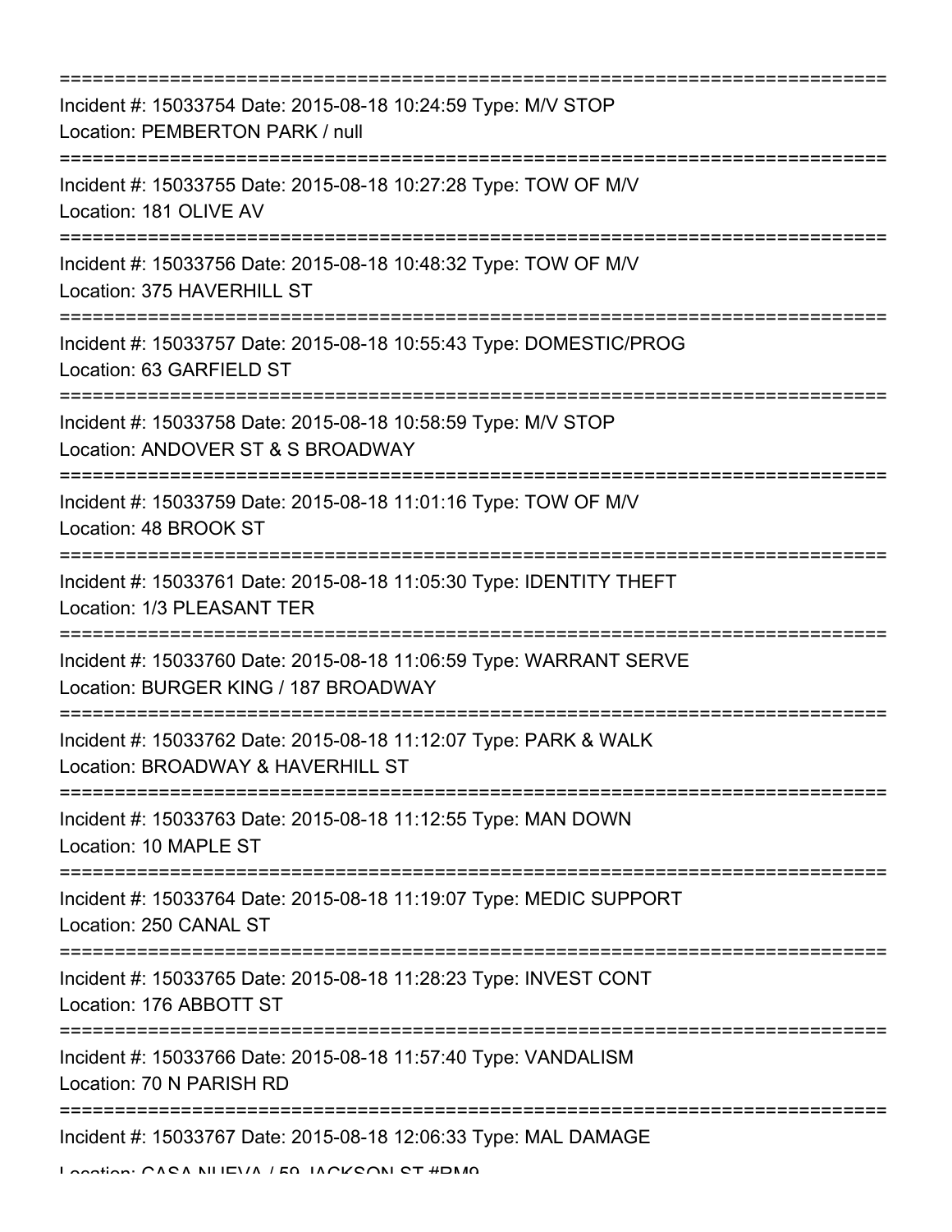===========================================================================

Incident #: 15033754 Date: 2015-08-18 10:24:59 Type: M/V STOP
Location: PEMBERTON PARK / null

===========================================================================

Incident #: 15033755 Date: 2015-08-18 10:27:28 Type: TOW OF M/V
Location: 181 OLIVE AV

===========================================================================

Incident #: 15033756 Date: 2015-08-18 10:48:32 Type: TOW OF M/V
Location: 375 HAVERHILL ST

===========================================================================

Incident #: 15033757 Date: 2015-08-18 10:55:43 Type: DOMESTIC/PROG
Location: 63 GARFIELD ST

===========================================================================

Incident #: 15033758 Date: 2015-08-18 10:58:59 Type: M/V STOP
Location: ANDOVER ST & S BROADWAY

===========================================================================

Incident #: 15033759 Date: 2015-08-18 11:01:16 Type: TOW OF M/V
Location: 48 BROOK ST

===========================================================================

Incident #: 15033761 Date: 2015-08-18 11:05:30 Type: IDENTITY THEFT
Location: 1/3 PLEASANT TER

===========================================================================

Incident #: 15033760 Date: 2015-08-18 11:06:59 Type: WARRANT SERVE
Location: BURGER KING / 187 BROADWAY

===========================================================================

Incident #: 15033762 Date: 2015-08-18 11:12:07 Type: PARK & WALK
Location: BROADWAY & HAVERHILL ST

===========================================================================

Incident #: 15033763 Date: 2015-08-18 11:12:55 Type: MAN DOWN
Location: 10 MAPLE ST

===========================================================================

Incident #: 15033764 Date: 2015-08-18 11:19:07 Type: MEDIC SUPPORT
Location: 250 CANAL ST

===========================================================================

Incident #: 15033765 Date: 2015-08-18 11:28:23 Type: INVEST CONT
Location: 176 ABBOTT ST

===========================================================================

Incident #: 15033766 Date: 2015-08-18 11:57:40 Type: VANDALISM
Location: 70 N PARISH RD

===========================================================================

Incident #: 15033767 Date: 2015-08-18 12:06:33 Type: MAL DAMAGE
Location: CASA NUEVA / 59 JACKSON ST #RM9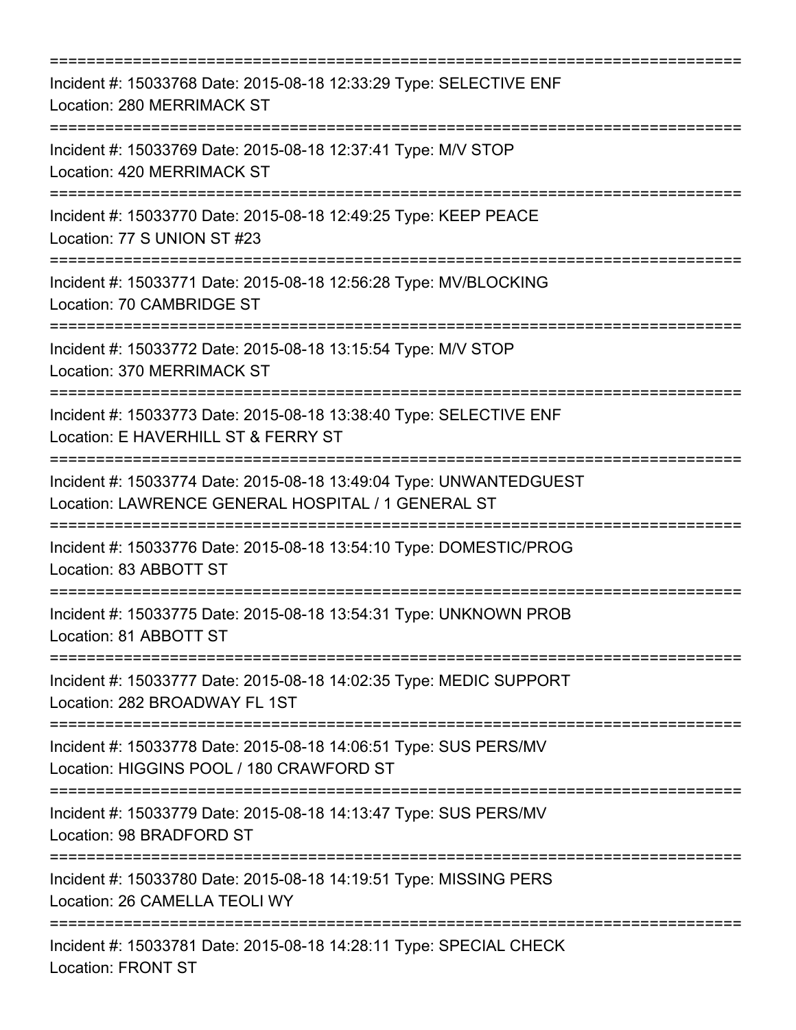Incident #: 15033768 Date: 2015-08-18 12:33:29 Type: SELECTIVE ENF
Location: 280 MERRIMACK ST

---

Incident #: 15033769 Date: 2015-08-18 12:37:41 Type: M/V STOP
Location: 420 MERRIMACK ST

---

Incident #: 15033770 Date: 2015-08-18 12:49:25 Type: KEEP PEACE
Location: 77 S UNION ST #23

---

Incident #: 15033771 Date: 2015-08-18 12:56:28 Type: MV/BLOCKING
Location: 70 CAMBRIDGE ST

---

Incident #: 15033772 Date: 2015-08-18 13:15:54 Type: M/V STOP
Location: 370 MERRIMACK ST

---

Incident #: 15033773 Date: 2015-08-18 13:38:40 Type: SELECTIVE ENF
Location: E HAVERHILL ST & FERRY ST

---

Incident #: 15033774 Date: 2015-08-18 13:49:04 Type: UNWANTEDGUEST
Location: LAWRENCE GENERAL HOSPITAL / 1 GENERAL ST

---

Incident #: 15033776 Date: 2015-08-18 13:54:10 Type: DOMESTIC/PROG
Location: 83 ABBOTT ST

---

Incident #: 15033775 Date: 2015-08-18 13:54:31 Type: UNKNOWN PROB
Location: 81 ABBOTT ST

---

Incident #: 15033777 Date: 2015-08-18 14:02:35 Type: MEDIC SUPPORT
Location: 282 BROADWAY FL 1ST

---

Incident #: 15033778 Date: 2015-08-18 14:06:51 Type: SUS PERS/MV
Location: HIGGINS POOL / 180 CRAWFORD ST

---

Incident #: 15033779 Date: 2015-08-18 14:13:47 Type: SUS PERS/MV
Location: 98 BRADFORD ST

---

Incident #: 15033780 Date: 2015-08-18 14:19:51 Type: MISSING PERS
Location: 26 CAMELLA TEOLI WY

---

Incident #: 15033781 Date: 2015-08-18 14:28:11 Type: SPECIAL CHECK
Location: FRONT ST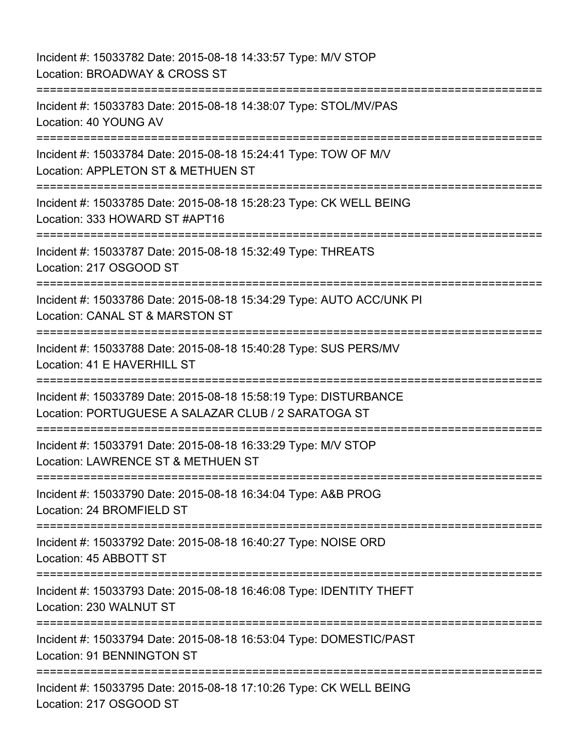Incident #: 15033782 Date: 2015-08-18 14:33:57 Type: M/V STOP
Location: BROADWAY & CROSS ST

===========================================================================

Incident #: 15033783 Date: 2015-08-18 14:38:07 Type: STOL/MV/PAS
Location: 40 YOUNG AV

===========================================================================

Incident #: 15033784 Date: 2015-08-18 15:24:41 Type: TOW OF M/V
Location: APPLETON ST & METHUEN ST

===========================================================================

Incident #: 15033785 Date: 2015-08-18 15:28:23 Type: CK WELL BEING
Location: 333 HOWARD ST #APT16

===========================================================================

Incident #: 15033787 Date: 2015-08-18 15:32:49 Type: THREATS
Location: 217 OSGOOD ST

===========================================================================

Incident #: 15033786 Date: 2015-08-18 15:34:29 Type: AUTO ACC/UNK PI
Location: CANAL ST & MARSTON ST

===========================================================================

Incident #: 15033788 Date: 2015-08-18 15:40:28 Type: SUS PERS/MV
Location: 41 E HAVERHILL ST

===========================================================================

Incident #: 15033789 Date: 2015-08-18 15:58:19 Type: DISTURBANCE
Location: PORTUGUESE A SALAZAR CLUB / 2 SARATOGA ST

===========================================================================

Incident #: 15033791 Date: 2015-08-18 16:33:29 Type: M/V STOP
Location: LAWRENCE ST & METHUEN ST

===========================================================================

Incident #: 15033790 Date: 2015-08-18 16:34:04 Type: A&B PROG
Location: 24 BROMFIELD ST

===========================================================================

Incident #: 15033792 Date: 2015-08-18 16:40:27 Type: NOISE ORD
Location: 45 ABBOTT ST

===========================================================================

Incident #: 15033793 Date: 2015-08-18 16:46:08 Type: IDENTITY THEFT
Location: 230 WALNUT ST

===========================================================================

Incident #: 15033794 Date: 2015-08-18 16:53:04 Type: DOMESTIC/PAST
Location: 91 BENNINGTON ST

===========================================================================

Incident #: 15033795 Date: 2015-08-18 17:10:26 Type: CK WELL BEING
Location: 217 OSGOOD ST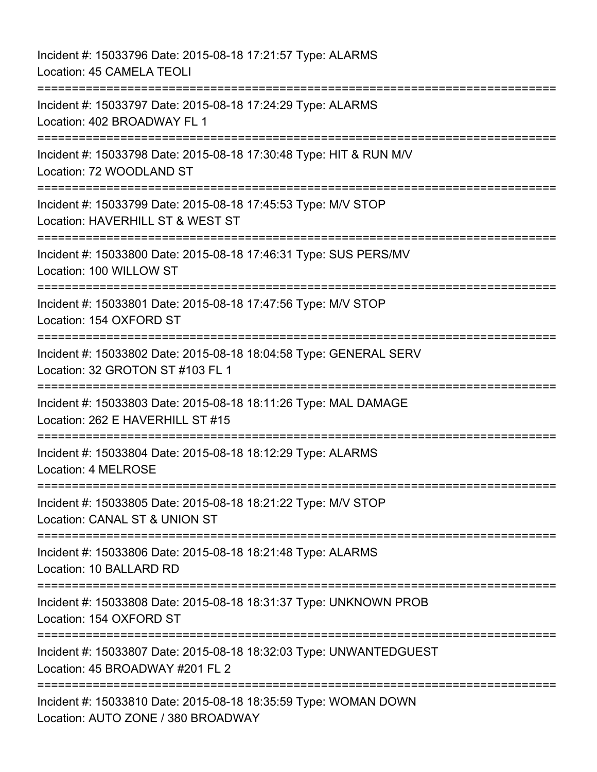Incident #: 15033796 Date: 2015-08-18 17:21:57 Type: ALARMS
Location: 45 CAMELA TEOLI

===========================================================================

Incident #: 15033797 Date: 2015-08-18 17:24:29 Type: ALARMS
Location: 402 BROADWAY FL 1

===========================================================================

Incident #: 15033798 Date: 2015-08-18 17:30:48 Type: HIT & RUN M/V
Location: 72 WOODLAND ST

===========================================================================

Incident #: 15033799 Date: 2015-08-18 17:45:53 Type: M/V STOP
Location: HAVERHILL ST & WEST ST

===========================================================================

Incident #: 15033800 Date: 2015-08-18 17:46:31 Type: SUS PERS/MV
Location: 100 WILLOW ST

===========================================================================

Incident #: 15033801 Date: 2015-08-18 17:47:56 Type: M/V STOP
Location: 154 OXFORD ST

===========================================================================

Incident #: 15033802 Date: 2015-08-18 18:04:58 Type: GENERAL SERV
Location: 32 GROTON ST #103 FL 1

===========================================================================

Incident #: 15033803 Date: 2015-08-18 18:11:26 Type: MAL DAMAGE
Location: 262 E HAVERHILL ST #15

===========================================================================

Incident #: 15033804 Date: 2015-08-18 18:12:29 Type: ALARMS
Location: 4 MELROSE

===========================================================================

Incident #: 15033805 Date: 2015-08-18 18:21:22 Type: M/V STOP
Location: CANAL ST & UNION ST

===========================================================================

Incident #: 15033806 Date: 2015-08-18 18:21:48 Type: ALARMS
Location: 10 BALLARD RD

===========================================================================

Incident #: 15033808 Date: 2015-08-18 18:31:37 Type: UNKNOWN PROB
Location: 154 OXFORD ST

===========================================================================

Incident #: 15033807 Date: 2015-08-18 18:32:03 Type: UNWANTEDGUEST
Location: 45 BROADWAY #201 FL 2

===========================================================================

Incident #: 15033810 Date: 2015-08-18 18:35:59 Type: WOMAN DOWN
Location: AUTO ZONE / 380 BROADWAY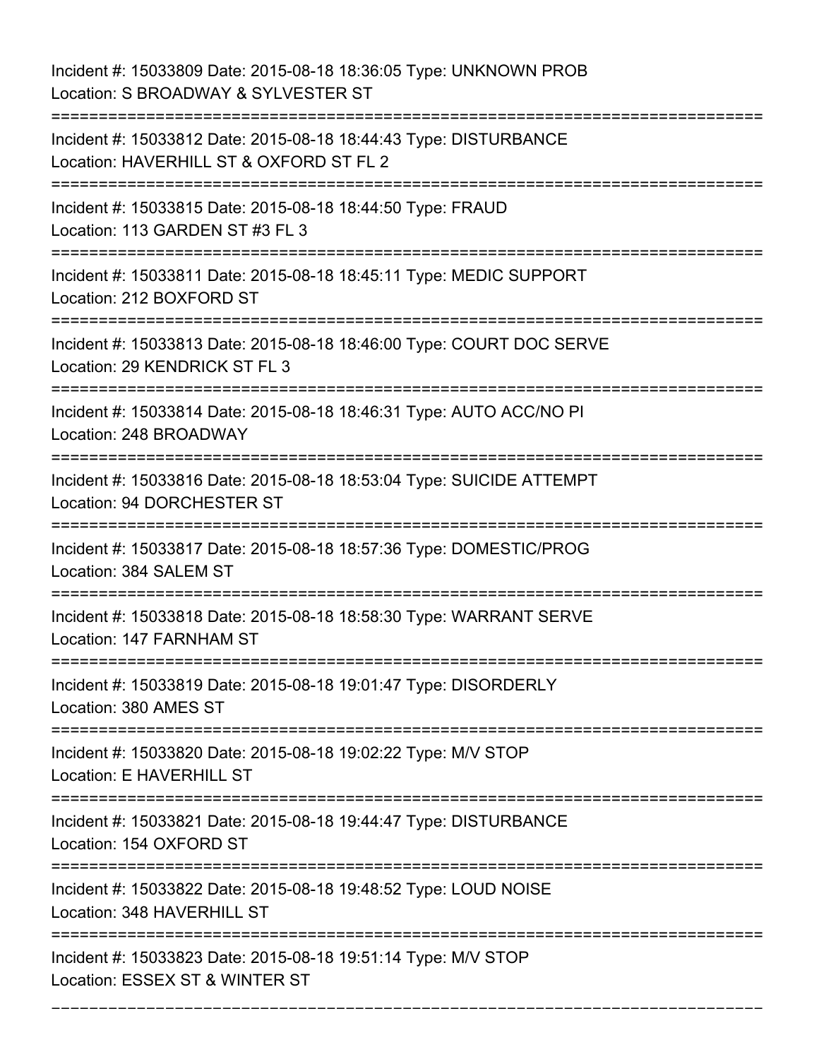Incident #: 15033809 Date: 2015-08-18 18:36:05 Type: UNKNOWN PROB
Location: S BROADWAY & SYLVESTER ST

===========================================================================

Incident #: 15033812 Date: 2015-08-18 18:44:43 Type: DISTURBANCE
Location: HAVERHILL ST & OXFORD ST FL 2

===========================================================================

Incident #: 15033815 Date: 2015-08-18 18:44:50 Type: FRAUD
Location: 113 GARDEN ST #3 FL 3

===========================================================================

Incident #: 15033811 Date: 2015-08-18 18:45:11 Type: MEDIC SUPPORT
Location: 212 BOXFORD ST

===========================================================================

Incident #: 15033813 Date: 2015-08-18 18:46:00 Type: COURT DOC SERVE
Location: 29 KENDRICK ST FL 3

===========================================================================

Incident #: 15033814 Date: 2015-08-18 18:46:31 Type: AUTO ACC/NO PI
Location: 248 BROADWAY

===========================================================================

Incident #: 15033816 Date: 2015-08-18 18:53:04 Type: SUICIDE ATTEMPT
Location: 94 DORCHESTER ST

===========================================================================

Incident #: 15033817 Date: 2015-08-18 18:57:36 Type: DOMESTIC/PROG
Location: 384 SALEM ST

===========================================================================

Incident #: 15033818 Date: 2015-08-18 18:58:30 Type: WARRANT SERVE
Location: 147 FARNHAM ST

===========================================================================

Incident #: 15033819 Date: 2015-08-18 19:01:47 Type: DISORDERLY
Location: 380 AMES ST

===========================================================================

Incident #: 15033820 Date: 2015-08-18 19:02:22 Type: M/V STOP
Location: E HAVERHILL ST

===========================================================================

Incident #: 15033821 Date: 2015-08-18 19:44:47 Type: DISTURBANCE
Location: 154 OXFORD ST

===========================================================================

Incident #: 15033822 Date: 2015-08-18 19:48:52 Type: LOUD NOISE
Location: 348 HAVERHILL ST

===========================================================================

Incident #: 15033823 Date: 2015-08-18 19:51:14 Type: M/V STOP
Location: ESSEX ST & WINTER ST

===========================================================================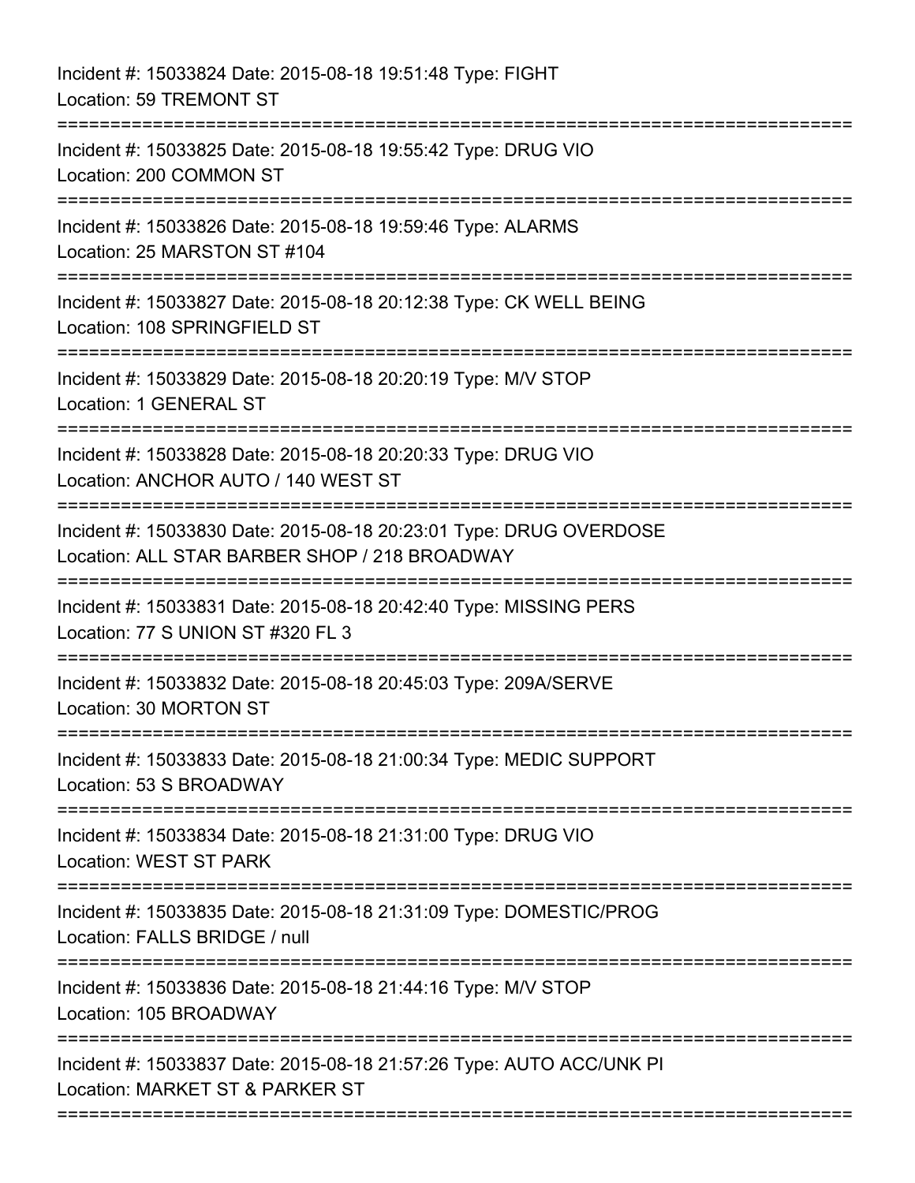Incident #: 15033824 Date: 2015-08-18 19:51:48 Type: FIGHT
Location: 59 TREMONT ST

===========================================================================

Incident #: 15033825 Date: 2015-08-18 19:55:42 Type: DRUG VIO
Location: 200 COMMON ST

===========================================================================

Incident #: 15033826 Date: 2015-08-18 19:59:46 Type: ALARMS
Location: 25 MARSTON ST #104

===========================================================================

Incident #: 15033827 Date: 2015-08-18 20:12:38 Type: CK WELL BEING
Location: 108 SPRINGFIELD ST

===========================================================================

Incident #: 15033829 Date: 2015-08-18 20:20:19 Type: M/V STOP
Location: 1 GENERAL ST

===========================================================================

Incident #: 15033828 Date: 2015-08-18 20:20:33 Type: DRUG VIO
Location: ANCHOR AUTO / 140 WEST ST

===========================================================================

Incident #: 15033830 Date: 2015-08-18 20:23:01 Type: DRUG OVERDOSE
Location: ALL STAR BARBER SHOP / 218 BROADWAY

===========================================================================

Incident #: 15033831 Date: 2015-08-18 20:42:40 Type: MISSING PERS
Location: 77 S UNION ST #320 FL 3

===========================================================================

Incident #: 15033832 Date: 2015-08-18 20:45:03 Type: 209A/SERVE
Location: 30 MORTON ST

===========================================================================

Incident #: 15033833 Date: 2015-08-18 21:00:34 Type: MEDIC SUPPORT
Location: 53 S BROADWAY

===========================================================================

Incident #: 15033834 Date: 2015-08-18 21:31:00 Type: DRUG VIO
Location: WEST ST PARK

===========================================================================

Incident #: 15033835 Date: 2015-08-18 21:31:09 Type: DOMESTIC/PROG
Location: FALLS BRIDGE / null

===========================================================================

Incident #: 15033836 Date: 2015-08-18 21:44:16 Type: M/V STOP
Location: 105 BROADWAY

===========================================================================

Incident #: 15033837 Date: 2015-08-18 21:57:26 Type: AUTO ACC/UNK PI
Location: MARKET ST & PARKER ST

===========================================================================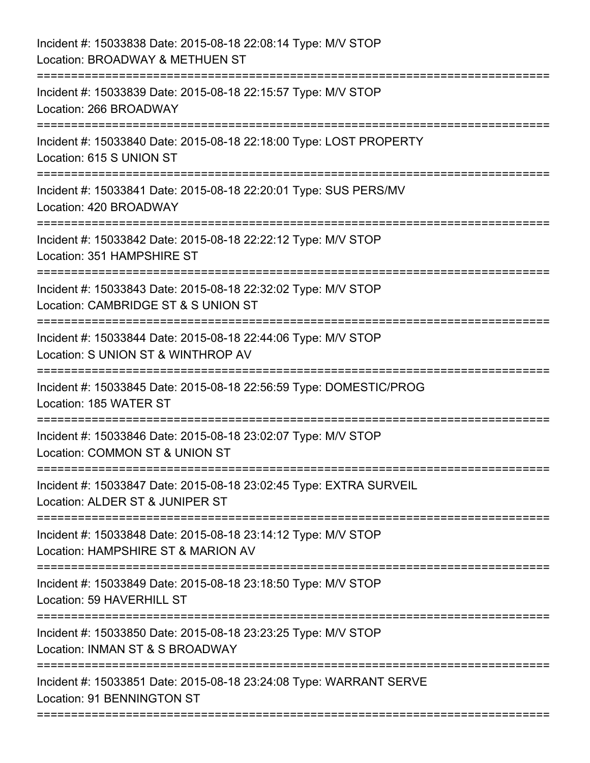Incident #: 15033838 Date: 2015-08-18 22:08:14 Type: M/V STOP
Location: BROADWAY & METHUEN ST

===========================================================================

Incident #: 15033839 Date: 2015-08-18 22:15:57 Type: M/V STOP
Location: 266 BROADWAY

===========================================================================

Incident #: 15033840 Date: 2015-08-18 22:18:00 Type: LOST PROPERTY
Location: 615 S UNION ST

===========================================================================

Incident #: 15033841 Date: 2015-08-18 22:20:01 Type: SUS PERS/MV
Location: 420 BROADWAY

===========================================================================

Incident #: 15033842 Date: 2015-08-18 22:22:12 Type: M/V STOP
Location: 351 HAMPSHIRE ST

===========================================================================

Incident #: 15033843 Date: 2015-08-18 22:32:02 Type: M/V STOP
Location: CAMBRIDGE ST & S UNION ST

===========================================================================

Incident #: 15033844 Date: 2015-08-18 22:44:06 Type: M/V STOP
Location: S UNION ST & WINTHROP AV

===========================================================================

Incident #: 15033845 Date: 2015-08-18 22:56:59 Type: DOMESTIC/PROG
Location: 185 WATER ST

===========================================================================

Incident #: 15033846 Date: 2015-08-18 23:02:07 Type: M/V STOP
Location: COMMON ST & UNION ST

===========================================================================

Incident #: 15033847 Date: 2015-08-18 23:02:45 Type: EXTRA SURVEIL
Location: ALDER ST & JUNIPER ST

===========================================================================

Incident #: 15033848 Date: 2015-08-18 23:14:12 Type: M/V STOP
Location: HAMPSHIRE ST & MARION AV

===========================================================================

Incident #: 15033849 Date: 2015-08-18 23:18:50 Type: M/V STOP
Location: 59 HAVERHILL ST

===========================================================================

Incident #: 15033850 Date: 2015-08-18 23:23:25 Type: M/V STOP
Location: INMAN ST & S BROADWAY

===========================================================================

Incident #: 15033851 Date: 2015-08-18 23:24:08 Type: WARRANT SERVE
Location: 91 BENNINGTON ST

===========================================================================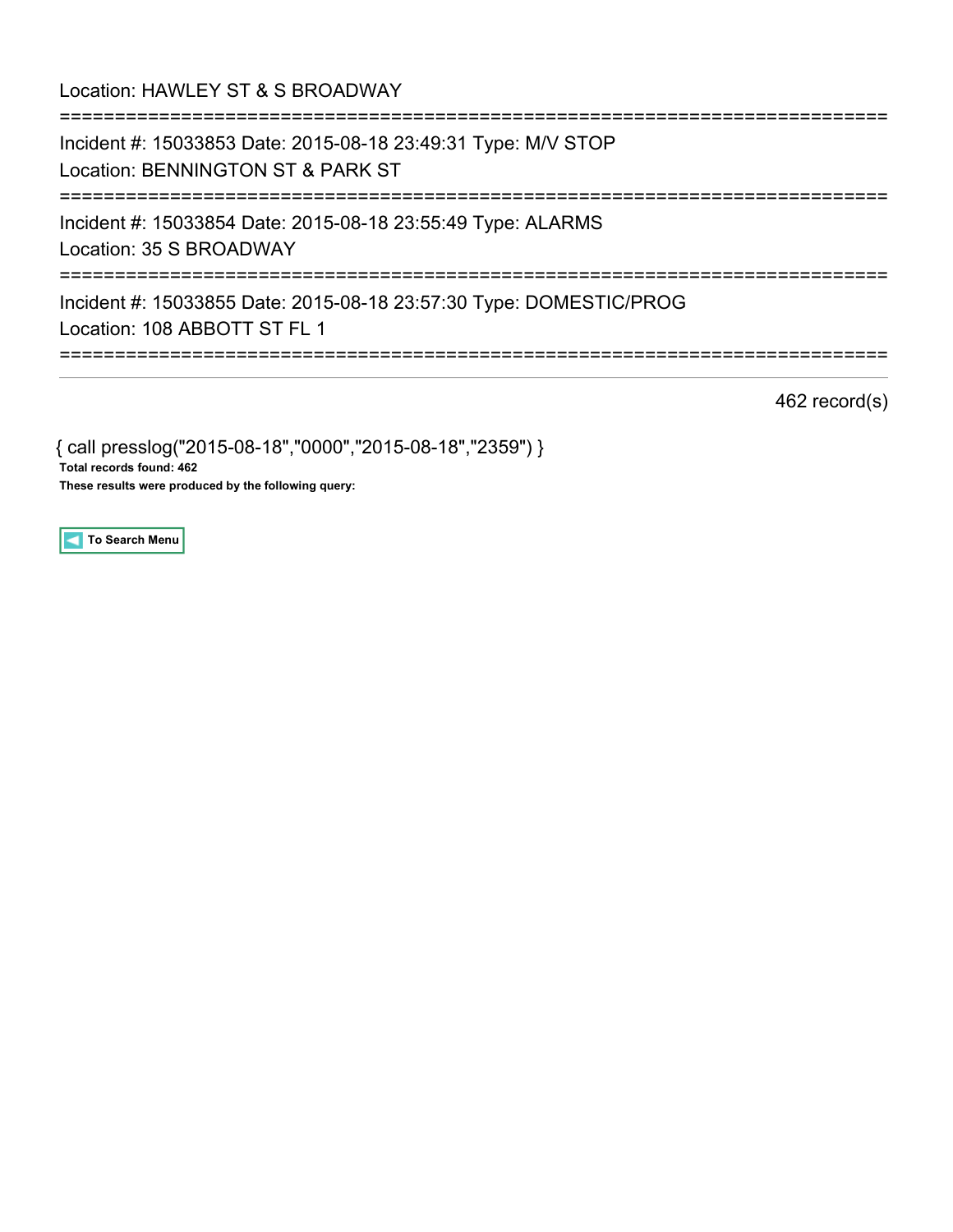Location: HAWLEY ST & S BROADWAY

===========================================================================

Incident #: 15033853 Date: 2015-08-18 23:49:31 Type: M/V STOP

Location: BENNINGTON ST & PARK ST

===========================================================================

Incident #: 15033854 Date: 2015-08-18 23:55:49 Type: ALARMS

Location: 35 S BROADWAY

===========================================================================

Incident #: 15033855 Date: 2015-08-18 23:57:30 Type: DOMESTIC/PROG

Location: 108 ABBOTT ST FL 1

===========================================================================

462 record(s)

{ call presslog("2015-08-18","0000","2015-08-18","2359") }

**Total records found: 462**

**These results were produced by the following query:**

**To Search Menu**